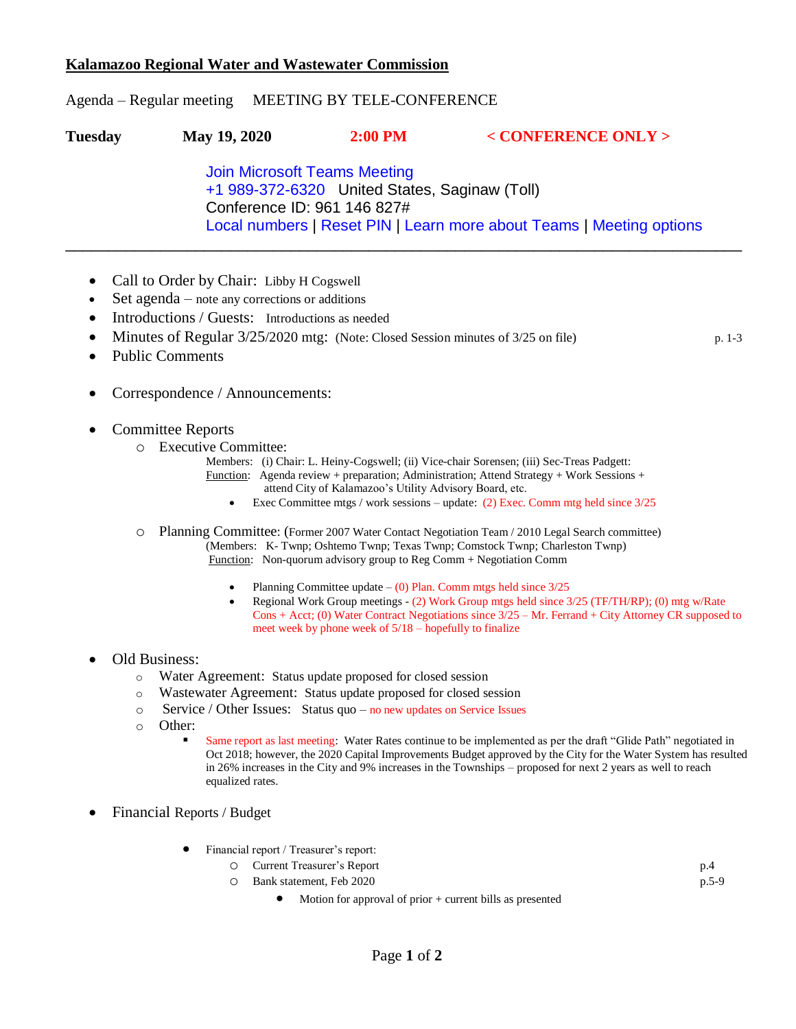**Kalamazoo Regional Water and Wastewater Commission**

Agenda – Regular meeting MEETING BY TELE-CONFERENCE

**Tuesday** **May 19, 2020** **2:00 PM** **< CONFERENCE ONLY >**

Join Microsoft Teams Meeting
+1 989-372-6320 United States, Saginaw (Toll)
Conference ID: 961 146 827#
Local numbers | Reset PIN | Learn more about Teams | Meeting options

---

- Call to Order by Chair: Libby H Cogswell
- Set agenda – note any corrections or additions
- Introductions / Guests: Introductions as needed
- Minutes of Regular 3/25/2020 mtg: (Note: Closed Session minutes of 3/25 on file) p. 1-3
- Public Comments
- Correspondence / Announcements:
- Committee Reports
  - Executive Committee:
    Members: (i) Chair: L. Heiny-Cogswell; (ii) Vice-chair Sorensen; (iii) Sec-Treas Padgett:
    Function: Agenda review + preparation; Administration; Attend Strategy + Work Sessions + attend City of Kalamazoo's Utility Advisory Board, etc.
    - Exec Committee mtgs / work sessions – update: (2) Exec. Comm mtg held since 3/25
  - Planning Committee: (Former 2007 Water Contact Negotiation Team / 2010 Legal Search committee)
    (Members: K- Twnp; Oshtemo Twnp; Texas Twnp; Comstock Twnp; Charleston Twnp)
    Function: Non-quorum advisory group to Reg Comm + Negotiation Comm
    - Planning Committee update – (0) Plan. Comm mtgs held since 3/25
    - Regional Work Group meetings - (2) Work Group mtgs held since 3/25 (TF/TH/RP); (0) mtg w/Rate Cons + Acct; (0) Water Contract Negotiations since 3/25 – Mr. Ferrand + City Attorney CR supposed to meet week by phone week of 5/18 – hopefully to finalize
- Old Business:
  - Water Agreement: Status update proposed for closed session
  - Wastewater Agreement: Status update proposed for closed session
  - Service / Other Issues: Status quo – no new updates on Service Issues
  - Other:
    - Same report as last meeting: Water Rates continue to be implemented as per the draft "Glide Path" negotiated in Oct 2018; however, the 2020 Capital Improvements Budget approved by the City for the Water System has resulted in 26% increases in the City and 9% increases in the Townships – proposed for next 2 years as well to reach equalized rates.
- Financial Reports / Budget
  - Financial report / Treasurer's report:
    - Current Treasurer's Report p.4
    - Bank statement, Feb 2020 p.5-9
      - Motion for approval of prior + current bills as presented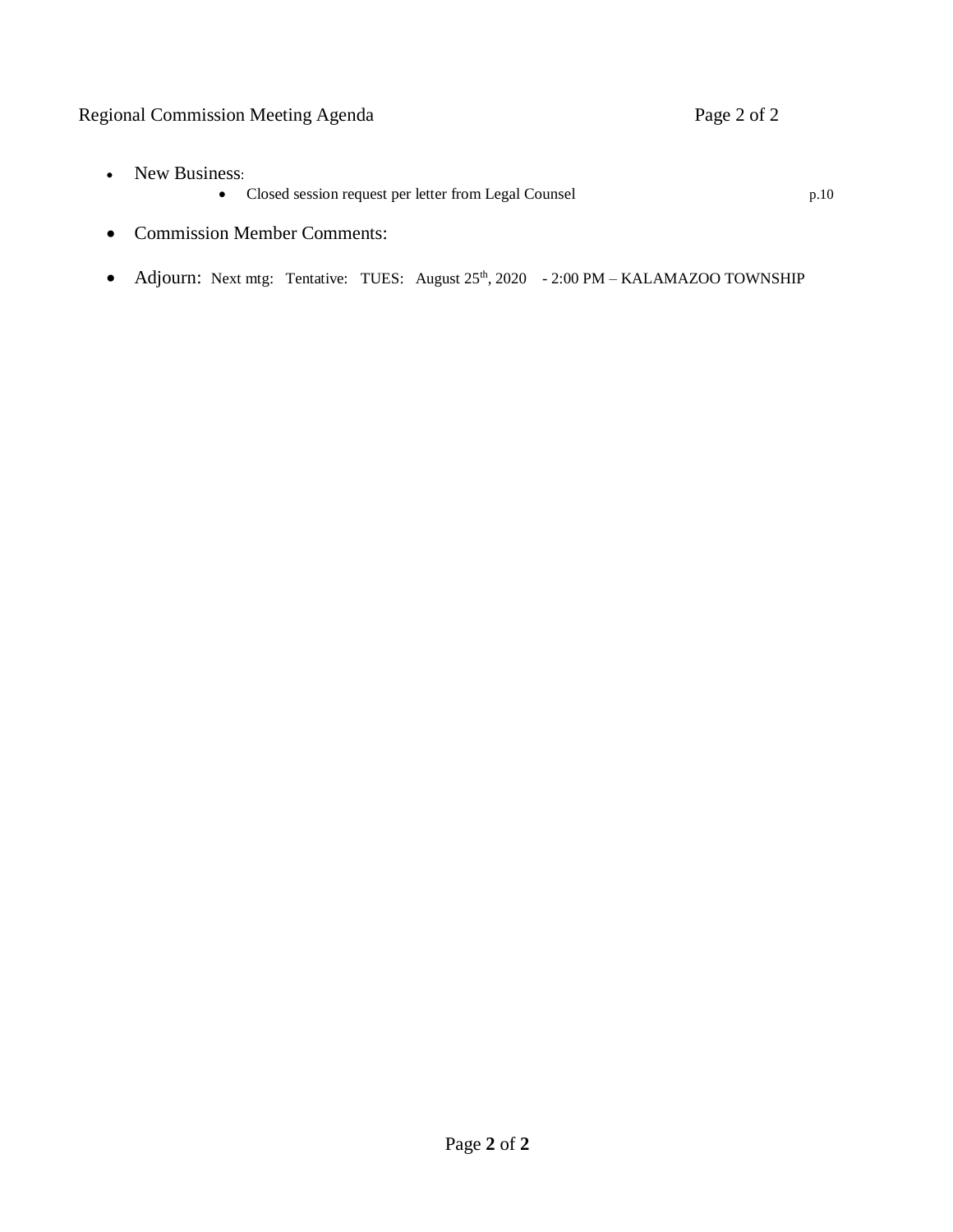- New Business:
  - Closed session request per letter from Legal Counsel p.10
- Commission Member Comments:
- Adjourn: Next mtg: Tentative: TUES: August 25th, 2020 - 2:00 PM – KALAMAZOO TOWNSHIP